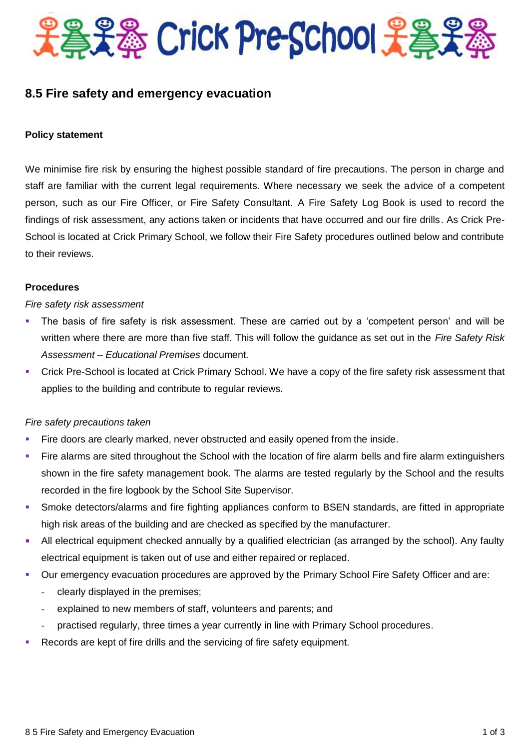# Crick Pre-School

## 8.5 Fire safety and emergency evacuation

**Policy statement**

We minimise fire risk by ensuring the highest possible standard of fire precautions. The person in charge and staff are familiar with the current legal requirements. Where necessary we seek the advice of a competent person, such as our Fire Officer, or Fire Safety Consultant. A Fire Safety Log Book is used to record the findings of risk assessment, any actions taken or incidents that have occurred and our fire drills. As Crick Pre-School is located at Crick Primary School, we follow their Fire Safety procedures outlined below and contribute to their reviews.

**Procedures**

*Fire safety risk assessment*

- The basis of fire safety is risk assessment. These are carried out by a 'competent person' and will be written where there are more than five staff. This will follow the guidance as set out in the *Fire Safety Risk Assessment – Educational Premises* document.
- Crick Pre-School is located at Crick Primary School. We have a copy of the fire safety risk assessment that applies to the building and contribute to regular reviews.

*Fire safety precautions taken*

- Fire doors are clearly marked, never obstructed and easily opened from the inside.
- Fire alarms are sited throughout the School with the location of fire alarm bells and fire alarm extinguishers shown in the fire safety management book. The alarms are tested regularly by the School and the results recorded in the fire logbook by the School Site Supervisor.
- Smoke detectors/alarms and fire fighting appliances conform to BSEN standards, are fitted in appropriate high risk areas of the building and are checked as specified by the manufacturer.
- All electrical equipment checked annually by a qualified electrician (as arranged by the school). Any faulty electrical equipment is taken out of use and either repaired or replaced.
- Our emergency evacuation procedures are approved by the Primary School Fire Safety Officer and are:
  - clearly displayed in the premises;
  - explained to new members of staff, volunteers and parents; and
  - practised regularly, three times a year currently in line with Primary School procedures.
- Records are kept of fire drills and the servicing of fire safety equipment.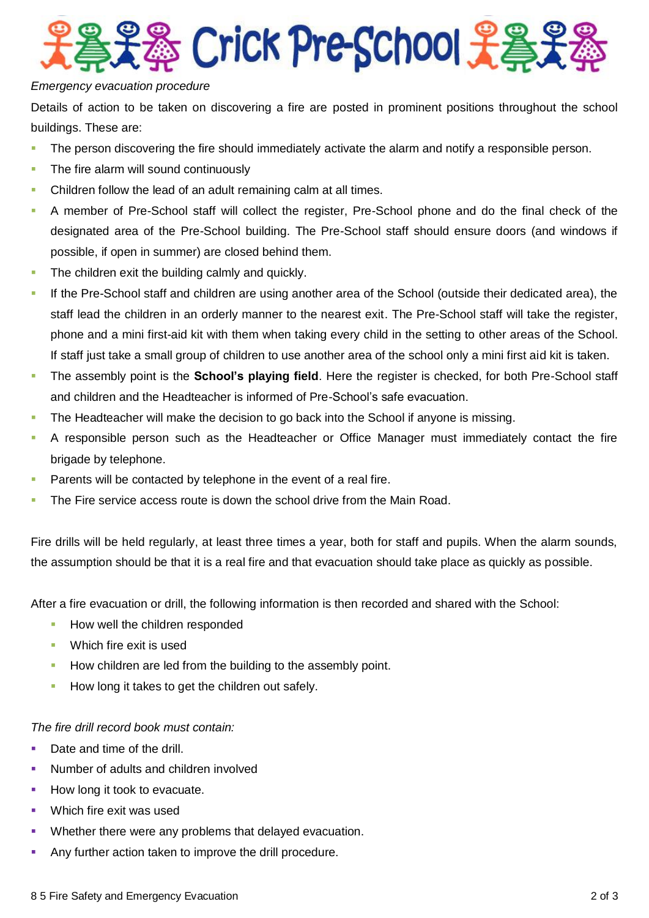*Emergency evacuation procedure*

Details of action to be taken on discovering a fire are posted in prominent positions throughout the school buildings. These are:

- The person discovering the fire should immediately activate the alarm and notify a responsible person.
- The fire alarm will sound continuously
- Children follow the lead of an adult remaining calm at all times.
- A member of Pre-School staff will collect the register, Pre-School phone and do the final check of the designated area of the Pre-School building. The Pre-School staff should ensure doors (and windows if possible, if open in summer) are closed behind them.
- The children exit the building calmly and quickly.
- If the Pre-School staff and children are using another area of the School (outside their dedicated area), the staff lead the children in an orderly manner to the nearest exit. The Pre-School staff will take the register, phone and a mini first-aid kit with them when taking every child in the setting to other areas of the School. If staff just take a small group of children to use another area of the school only a mini first aid kit is taken.
- The assembly point is the **School's playing field**. Here the register is checked, for both Pre-School staff and children and the Headteacher is informed of Pre-School's safe evacuation.
- The Headteacher will make the decision to go back into the School if anyone is missing.
- A responsible person such as the Headteacher or Office Manager must immediately contact the fire brigade by telephone.
- Parents will be contacted by telephone in the event of a real fire.
- The Fire service access route is down the school drive from the Main Road.

Fire drills will be held regularly, at least three times a year, both for staff and pupils. When the alarm sounds, the assumption should be that it is a real fire and that evacuation should take place as quickly as possible.

After a fire evacuation or drill, the following information is then recorded and shared with the School:

- How well the children responded
- Which fire exit is used
- How children are led from the building to the assembly point.
- How long it takes to get the children out safely.

*The fire drill record book must contain:*

- Date and time of the drill.
- Number of adults and children involved
- How long it took to evacuate.
- Which fire exit was used
- Whether there were any problems that delayed evacuation.
- Any further action taken to improve the drill procedure.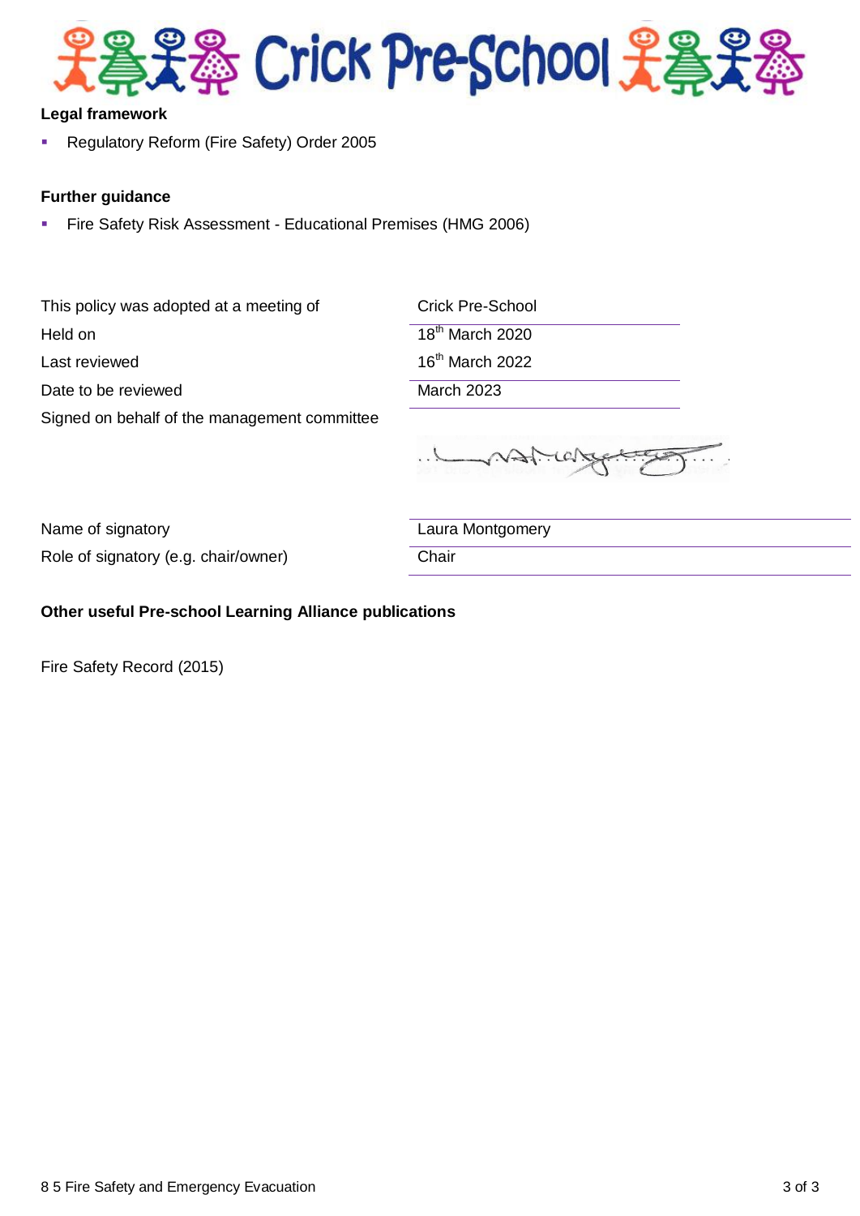**Legal framework**

- Regulatory Reform (Fire Safety) Order 2005

**Further guidance**

- Fire Safety Risk Assessment - Educational Premises (HMG 2006)

| | |
|---|---|
| This policy was adopted at a meeting of | Crick Pre-School |
| Held on | 18th March 2020 |
| Last reviewed | 16th March 2022 |
| Date to be reviewed | March 2023 |
| Signed on behalf of the management committee | |
| Name of signatory | Laura Montgomery |
| Role of signatory (e.g. chair/owner) | Chair |

**Other useful Pre-school Learning Alliance publications**

Fire Safety Record (2015)